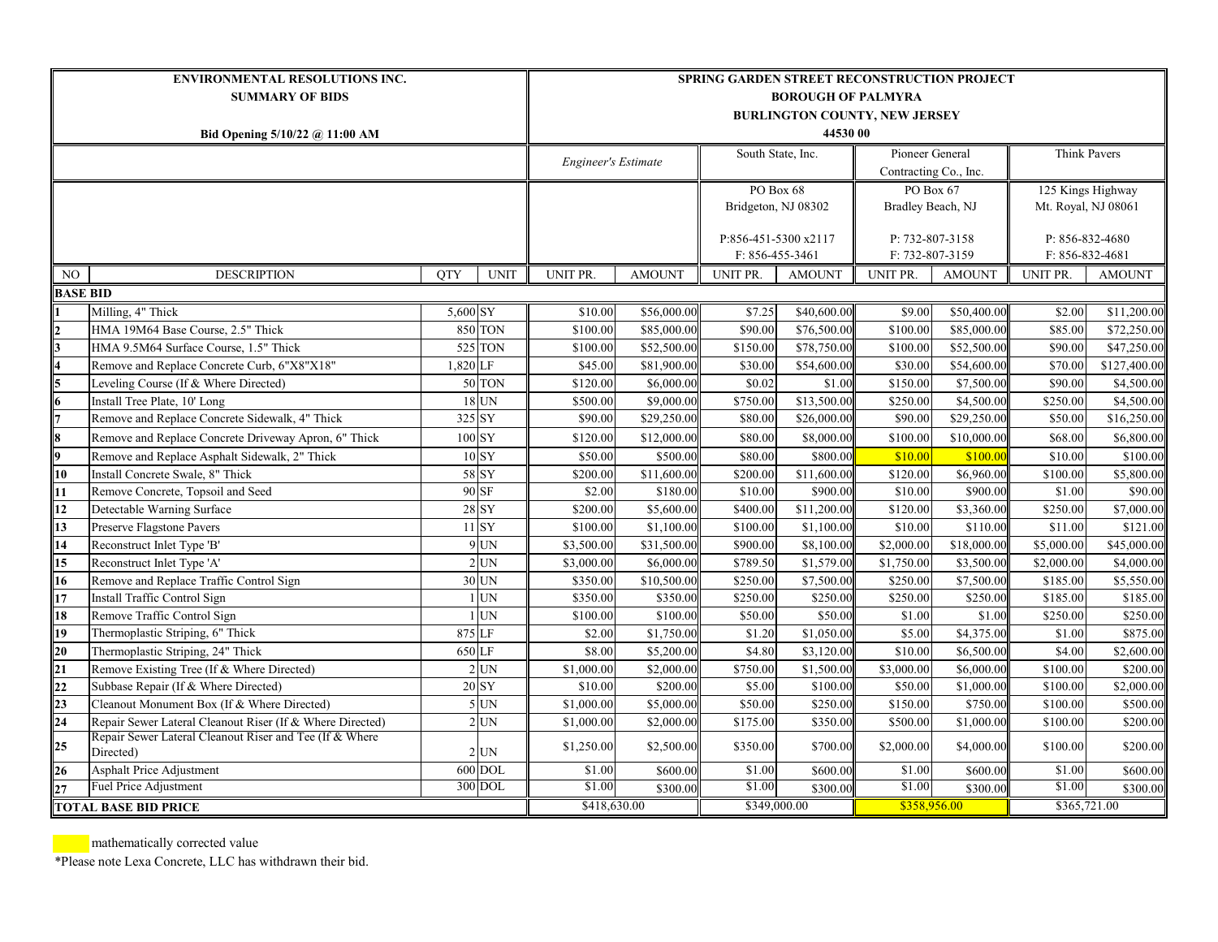| ENVIRONMENTAL RESOLUTIONS INC. SUMMARY OF BIDS Bid Opening 5/10/22 @ 11:00 AM | | | | SPRING GARDEN STREET RECONSTRUCTION PROJECT BOROUGH OF PALMYRA BURLINGTON COUNTY, NEW JERSEY 44530 00 | | | | | | | |
|---|---|---|---|---|---|---|---|---|---|---|---|
| | | | | *Engineer's Estimate* | | South State, Inc. | | Pioneer General Contracting Co., Inc. | | Think Pavers | |
| | | | | | | PO Box 68 Bridgeton, NJ 08302 P:856-451-5300 x2117 F: 856-455-3461 | | PO Box 67 Bradley Beach, NJ P: 732-807-3158 F: 732-807-3159 | | 125 Kings Highway Mt. Royal, NJ 08061 P: 856-832-4680 F: 856-832-4681 | |
| NO | DESCRIPTION | QTY | UNIT | UNIT PR. | AMOUNT | UNIT PR. | AMOUNT | UNIT PR. | AMOUNT | UNIT PR. | AMOUNT |
| **BASE BID** | | | | | | | | | | | |
| 1 | Milling, 4" Thick | 5,600 | SY | $10.00 | $56,000.00 | $7.25 | $40,600.00 | $9.00 | $50,400.00 | $2.00 | $11,200.00 |
| 2 | HMA 19M64 Base Course, 2.5" Thick | 850 | TON | $100.00 | $85,000.00 | $90.00 | $76,500.00 | $100.00 | $85,000.00 | $85.00 | $72,250.00 |
| 3 | HMA 9.5M64 Surface Course, 1.5" Thick | 525 | TON | $100.00 | $52,500.00 | $150.00 | $78,750.00 | $100.00 | $52,500.00 | $90.00 | $47,250.00 |
| 4 | Remove and Replace Concrete Curb, 6"X8"X18" | 1,820 | LF | $45.00 | $81,900.00 | $30.00 | $54,600.00 | $30.00 | $54,600.00 | $70.00 | $127,400.00 |
| 5 | Leveling Course (If & Where Directed) | 50 | TON | $120.00 | $6,000.00 | $0.02 | $1.00 | $150.00 | $7,500.00 | $90.00 | $4,500.00 |
| 6 | Install Tree Plate, 10' Long | 18 | UN | $500.00 | $9,000.00 | $750.00 | $13,500.00 | $250.00 | $4,500.00 | $250.00 | $4,500.00 |
| 7 | Remove and Replace Concrete Sidewalk, 4" Thick | 325 | SY | $90.00 | $29,250.00 | $80.00 | $26,000.00 | $90.00 | $29,250.00 | $50.00 | $16,250.00 |
| 8 | Remove and Replace Concrete Driveway Apron, 6" Thick | 100 | SY | $120.00 | $12,000.00 | $80.00 | $8,000.00 | $100.00 | $10,000.00 | $68.00 | $6,800.00 |
| 9 | Remove and Replace Asphalt Sidewalk, 2" Thick | 10 | SY | $50.00 | $500.00 | $80.00 | $800.00 | $10.00 | $100.00 | $10.00 | $100.00 |
| 10 | Install Concrete Swale, 8" Thick | 58 | SY | $200.00 | $11,600.00 | $200.00 | $11,600.00 | $120.00 | $6,960.00 | $100.00 | $5,800.00 |
| 11 | Remove Concrete, Topsoil and Seed | 90 | SF | $2.00 | $180.00 | $10.00 | $900.00 | $10.00 | $900.00 | $1.00 | $90.00 |
| 12 | Detectable Warning Surface | 28 | SY | $200.00 | $5,600.00 | $400.00 | $11,200.00 | $120.00 | $3,360.00 | $250.00 | $7,000.00 |
| 13 | Preserve Flagstone Pavers | 11 | SY | $100.00 | $1,100.00 | $100.00 | $1,100.00 | $10.00 | $110.00 | $11.00 | $121.00 |
| 14 | Reconstruct Inlet Type 'B' | 9 | UN | $3,500.00 | $31,500.00 | $900.00 | $8,100.00 | $2,000.00 | $18,000.00 | $5,000.00 | $45,000.00 |
| 15 | Reconstruct Inlet Type 'A' | 2 | UN | $3,000.00 | $6,000.00 | $789.50 | $1,579.00 | $1,750.00 | $3,500.00 | $2,000.00 | $4,000.00 |
| 16 | Remove and Replace Traffic Control Sign | 30 | UN | $350.00 | $10,500.00 | $250.00 | $7,500.00 | $250.00 | $7,500.00 | $185.00 | $5,550.00 |
| 17 | Install Traffic Control Sign | 1 | UN | $350.00 | $350.00 | $250.00 | $250.00 | $250.00 | $250.00 | $185.00 | $185.00 |
| 18 | Remove Traffic Control Sign | 1 | UN | $100.00 | $100.00 | $50.00 | $50.00 | $1.00 | $1.00 | $250.00 | $250.00 |
| 19 | Thermoplastic Striping, 6" Thick | 875 | LF | $2.00 | $1,750.00 | $1.20 | $1,050.00 | $5.00 | $4,375.00 | $1.00 | $875.00 |
| 20 | Thermoplastic Striping, 24" Thick | 650 | LF | $8.00 | $5,200.00 | $4.80 | $3,120.00 | $10.00 | $6,500.00 | $4.00 | $2,600.00 |
| 21 | Remove Existing Tree (If & Where Directed) | 2 | UN | $1,000.00 | $2,000.00 | $750.00 | $1,500.00 | $3,000.00 | $6,000.00 | $100.00 | $200.00 |
| 22 | Subbase Repair (If & Where Directed) | 20 | SY | $10.00 | $200.00 | $5.00 | $100.00 | $50.00 | $1,000.00 | $100.00 | $2,000.00 |
| 23 | Cleanout Monument Box (If & Where Directed) | 5 | UN | $1,000.00 | $5,000.00 | $50.00 | $250.00 | $150.00 | $750.00 | $100.00 | $500.00 |
| 24 | Repair Sewer Lateral Cleanout Riser (If & Where Directed) | 2 | UN | $1,000.00 | $2,000.00 | $175.00 | $350.00 | $500.00 | $1,000.00 | $100.00 | $200.00 |
| 25 | Repair Sewer Lateral Cleanout Riser and Tee (If & Where Directed) | 2 | UN | $1,250.00 | $2,500.00 | $350.00 | $700.00 | $2,000.00 | $4,000.00 | $100.00 | $200.00 |
| 26 | Asphalt Price Adjustment | 600 | DOL | $1.00 | $600.00 | $1.00 | $600.00 | $1.00 | $600.00 | $1.00 | $600.00 |
| 27 | Fuel Price Adjustment | 300 | DOL | $1.00 | $300.00 | $1.00 | $300.00 | $1.00 | $300.00 | $1.00 | $300.00 |
| **TOTAL BASE BID PRICE** | | | | $418,630.00 | | $349,000.00 | | $358,956.00 | | $365,721.00 | |

mathematically corrected value

*Please note Lexa Concrete, LLC has withdrawn their bid.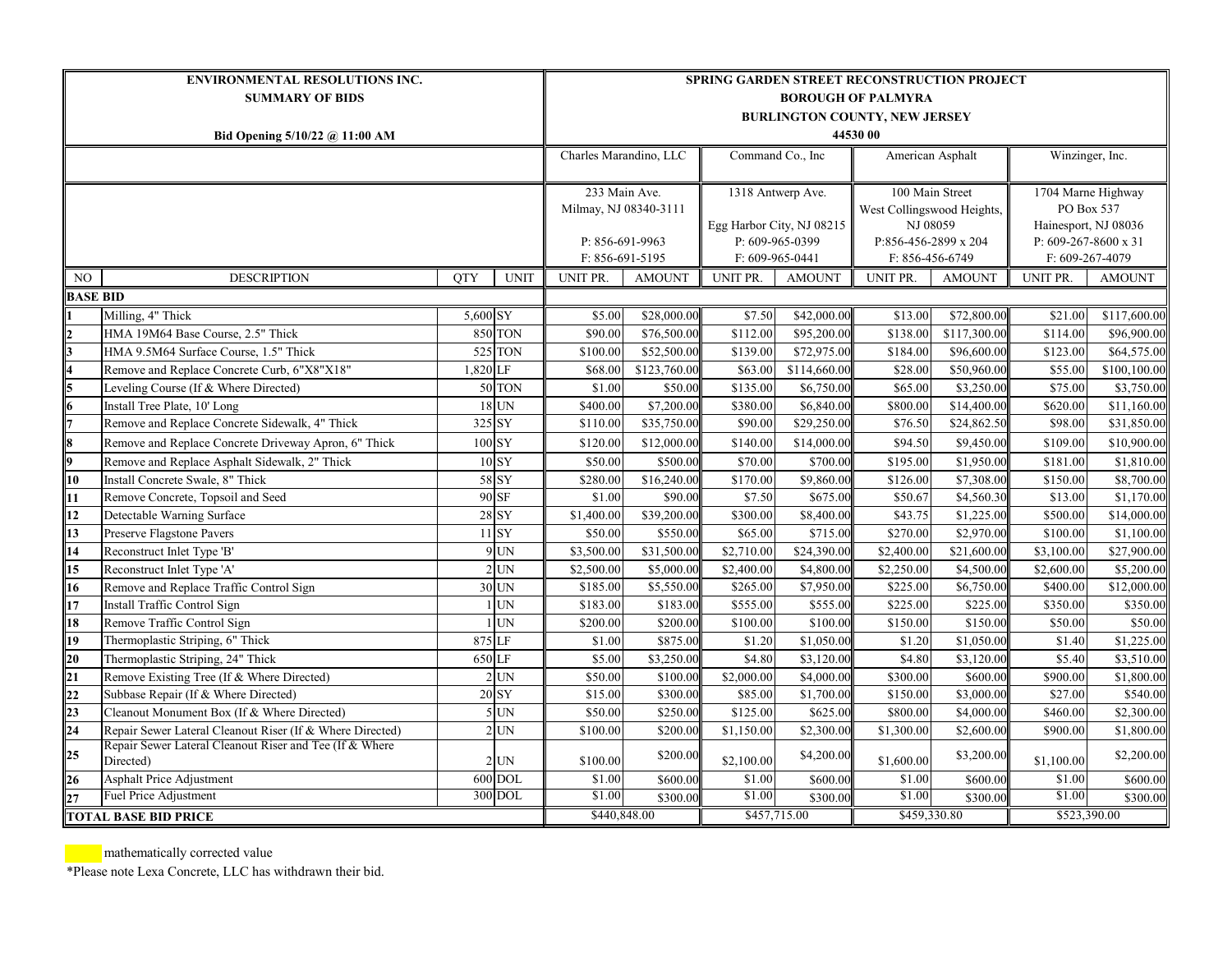| ENVIRONMENTAL RESOLUTIONS INC. SUMMARY OF BIDS Bid Opening 5/10/22 @ 11:00 AM | | | | SPRING GARDEN STREET RECONSTRUCTION PROJECT BOROUGH OF PALMYRA BURLINGTON COUNTY, NEW JERSEY 44530 00 | | | | | | | |
|---|---|---|---|---|---|---|---|---|---|---|---|
| | | | | Charles Marandino, LLC | | Command Co., Inc | | American Asphalt | | Winzinger, Inc. | |
| | | | | 233 Main Ave. Milmay, NJ 08340-3111 P: 856-691-9963 F: 856-691-5195 | | 1318 Antwerp Ave. Egg Harbor City, NJ 08215 P: 609-965-0399 F: 609-965-0441 | | 100 Main Street West Collingswood Heights, NJ 08059 P:856-456-2899 x 204 F: 856-456-6749 | | 1704 Marne Highway PO Box 537 Hainesport, NJ 08036 P: 609-267-8600 x 31 F: 609-267-4079 | |
| NO | DESCRIPTION | QTY | UNIT | UNIT PR. | AMOUNT | UNIT PR. | AMOUNT | UNIT PR. | AMOUNT | UNIT PR. | AMOUNT |
| **BASE BID** | | | | | | | | | | | |
| 1 | Milling, 4" Thick | 5,600 | SY | $5.00 | $28,000.00 | $7.50 | $42,000.00 | $13.00 | $72,800.00 | $21.00 | $117,600.00 |
| 2 | HMA 19M64 Base Course, 2.5" Thick | 850 | TON | $90.00 | $76,500.00 | $112.00 | $95,200.00 | $138.00 | $117,300.00 | $114.00 | $96,900.00 |
| 3 | HMA 9.5M64 Surface Course, 1.5" Thick | 525 | TON | $100.00 | $52,500.00 | $139.00 | $72,975.00 | $184.00 | $96,600.00 | $123.00 | $64,575.00 |
| 4 | Remove and Replace Concrete Curb, 6"X8"X18" | 1,820 | LF | $68.00 | $123,760.00 | $63.00 | $114,660.00 | $28.00 | $50,960.00 | $55.00 | $100,100.00 |
| 5 | Leveling Course (If & Where Directed) | 50 | TON | $1.00 | $50.00 | $135.00 | $6,750.00 | $65.00 | $3,250.00 | $75.00 | $3,750.00 |
| 6 | Install Tree Plate, 10' Long | 18 | UN | $400.00 | $7,200.00 | $380.00 | $6,840.00 | $800.00 | $14,400.00 | $620.00 | $11,160.00 |
| 7 | Remove and Replace Concrete Sidewalk, 4" Thick | 325 | SY | $110.00 | $35,750.00 | $90.00 | $29,250.00 | $76.50 | $24,862.50 | $98.00 | $31,850.00 |
| 8 | Remove and Replace Concrete Driveway Apron, 6" Thick | 100 | SY | $120.00 | $12,000.00 | $140.00 | $14,000.00 | $94.50 | $9,450.00 | $109.00 | $10,900.00 |
| 9 | Remove and Replace Asphalt Sidewalk, 2" Thick | 10 | SY | $50.00 | $500.00 | $70.00 | $700.00 | $195.00 | $1,950.00 | $181.00 | $1,810.00 |
| 10 | Install Concrete Swale, 8" Thick | 58 | SY | $280.00 | $16,240.00 | $170.00 | $9,860.00 | $126.00 | $7,308.00 | $150.00 | $8,700.00 |
| 11 | Remove Concrete, Topsoil and Seed | 90 | SF | $1.00 | $90.00 | $7.50 | $675.00 | $50.67 | $4,560.30 | $13.00 | $1,170.00 |
| 12 | Detectable Warning Surface | 28 | SY | $1,400.00 | $39,200.00 | $300.00 | $8,400.00 | $43.75 | $1,225.00 | $500.00 | $14,000.00 |
| 13 | Preserve Flagstone Pavers | 11 | SY | $50.00 | $550.00 | $65.00 | $715.00 | $270.00 | $2,970.00 | $100.00 | $1,100.00 |
| 14 | Reconstruct Inlet Type 'B' | 9 | UN | $3,500.00 | $31,500.00 | $2,710.00 | $24,390.00 | $2,400.00 | $21,600.00 | $3,100.00 | $27,900.00 |
| 15 | Reconstruct Inlet Type 'A' | 2 | UN | $2,500.00 | $5,000.00 | $2,400.00 | $4,800.00 | $2,250.00 | $4,500.00 | $2,600.00 | $5,200.00 |
| 16 | Remove and Replace Traffic Control Sign | 30 | UN | $185.00 | $5,550.00 | $265.00 | $7,950.00 | $225.00 | $6,750.00 | $400.00 | $12,000.00 |
| 17 | Install Traffic Control Sign | 1 | UN | $183.00 | $183.00 | $555.00 | $555.00 | $225.00 | $225.00 | $350.00 | $350.00 |
| 18 | Remove Traffic Control Sign | 1 | UN | $200.00 | $200.00 | $100.00 | $100.00 | $150.00 | $150.00 | $50.00 | $50.00 |
| 19 | Thermoplastic Striping, 6" Thick | 875 | LF | $1.00 | $875.00 | $1.20 | $1,050.00 | $1.20 | $1,050.00 | $1.40 | $1,225.00 |
| 20 | Thermoplastic Striping, 24" Thick | 650 | LF | $5.00 | $3,250.00 | $4.80 | $3,120.00 | $4.80 | $3,120.00 | $5.40 | $3,510.00 |
| 21 | Remove Existing Tree (If & Where Directed) | 2 | UN | $50.00 | $100.00 | $2,000.00 | $4,000.00 | $300.00 | $600.00 | $900.00 | $1,800.00 |
| 22 | Subbase Repair (If & Where Directed) | 20 | SY | $15.00 | $300.00 | $85.00 | $1,700.00 | $150.00 | $3,000.00 | $27.00 | $540.00 |
| 23 | Cleanout Monument Box (If & Where Directed) | 5 | UN | $50.00 | $250.00 | $125.00 | $625.00 | $800.00 | $4,000.00 | $460.00 | $2,300.00 |
| 24 | Repair Sewer Lateral Cleanout Riser (If & Where Directed) | 2 | UN | $100.00 | $200.00 | $1,150.00 | $2,300.00 | $1,300.00 | $2,600.00 | $900.00 | $1,800.00 |
| 25 | Repair Sewer Lateral Cleanout Riser and Tee (If & Where Directed) | 2 | UN | $100.00 | $200.00 | $2,100.00 | $4,200.00 | $1,600.00 | $3,200.00 | $1,100.00 | $2,200.00 |
| 26 | Asphalt Price Adjustment | 600 | DOL | $1.00 | $600.00 | $1.00 | $600.00 | $1.00 | $600.00 | $1.00 | $600.00 |
| 27 | Fuel Price Adjustment | 300 | DOL | $1.00 | $300.00 | $1.00 | $300.00 | $1.00 | $300.00 | $1.00 | $300.00 |
| **TOTAL BASE BID PRICE** | | | | $440,848.00 | | $457,715.00 | | $459,330.80 | | $523,390.00 | |

mathematically corrected value

*Please note Lexa Concrete, LLC has withdrawn their bid.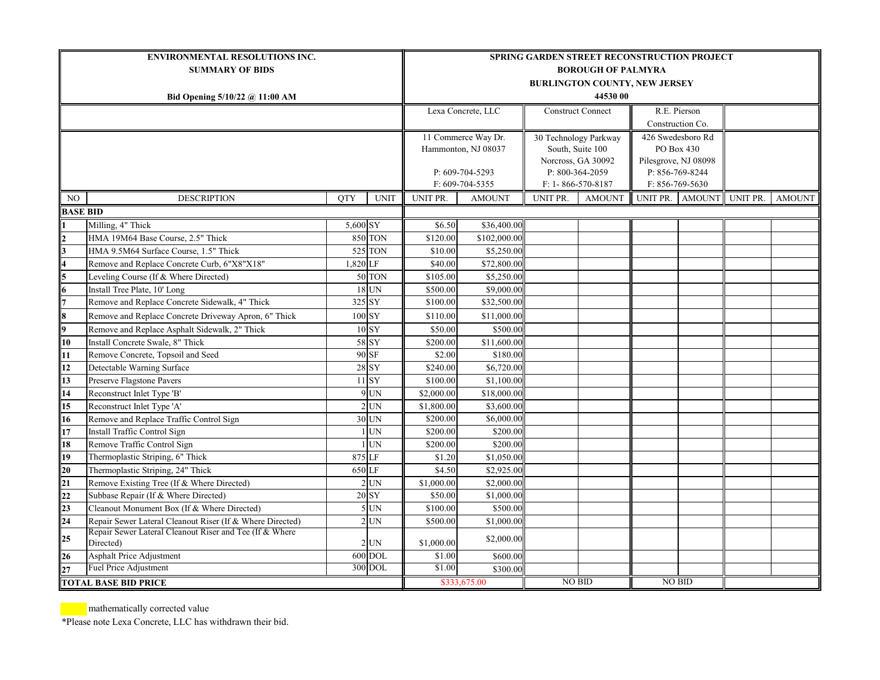| ENVIRONMENTAL RESOLUTIONS INC. SUMMARY OF BIDS Bid Opening 5/10/22 @ 11:00 AM | | | | SPRING GARDEN STREET RECONSTRUCTION PROJECT BOROUGH OF PALMYRA BURLINGTON COUNTY, NEW JERSEY 44530 00 | | | | | | | |
|---|---|---|---|---|---|---|---|---|---|---|---|
| | | | | Lexa Concrete, LLC | | Construct Connect | | R.E. Pierson Construction Co. | | | |
| | | | | 11 Commerce Way Dr. Hammonton, NJ 08037 P: 609-704-5293 F: 609-704-5355 | | 30 Technology Parkway South, Suite 100 Norcross, GA 30092 P: 800-364-2059 F: 1- 866-570-8187 | | 426 Swedesboro Rd PO Box 430 Pilesgrove, NJ 08098 P: 856-769-8244 F: 856-769-5630 | | | |
| NO | DESCRIPTION | QTY | UNIT | UNIT PR. | AMOUNT | UNIT PR. | AMOUNT | UNIT PR. | AMOUNT | UNIT PR. | AMOUNT |
| **BASE BID** | | | | | | | | | | | |
| **1** | Milling, 4" Thick | 5,600 | SY | $6.50 | $36,400.00 | | | | | | |
| **2** | HMA 19M64 Base Course, 2.5" Thick | 850 | TON | $120.00 | $102,000.00 | | | | | | |
| **3** | HMA 9.5M64 Surface Course, 1.5" Thick | 525 | TON | $10.00 | $5,250.00 | | | | | | |
| **4** | Remove and Replace Concrete Curb, 6"X8"X18" | 1,820 | LF | $40.00 | $72,800.00 | | | | | | |
| **5** | Leveling Course (If & Where Directed) | 50 | TON | $105.00 | $5,250.00 | | | | | | |
| **6** | Install Tree Plate, 10' Long | 18 | UN | $500.00 | $9,000.00 | | | | | | |
| **7** | Remove and Replace Concrete Sidewalk, 4" Thick | 325 | SY | $100.00 | $32,500.00 | | | | | | |
| **8** | Remove and Replace Concrete Driveway Apron, 6" Thick | 100 | SY | $110.00 | $11,000.00 | | | | | | |
| **9** | Remove and Replace Asphalt Sidewalk, 2" Thick | 10 | SY | $50.00 | $500.00 | | | | | | |
| **10** | Install Concrete Swale, 8" Thick | 58 | SY | $200.00 | $11,600.00 | | | | | | |
| **11** | Remove Concrete, Topsoil and Seed | 90 | SF | $2.00 | $180.00 | | | | | | |
| **12** | Detectable Warning Surface | 28 | SY | $240.00 | $6,720.00 | | | | | | |
| **13** | Preserve Flagstone Pavers | 11 | SY | $100.00 | $1,100.00 | | | | | | |
| **14** | Reconstruct Inlet Type 'B' | 9 | UN | $2,000.00 | $18,000.00 | | | | | | |
| **15** | Reconstruct Inlet Type 'A' | 2 | UN | $1,800.00 | $3,600.00 | | | | | | |
| **16** | Remove and Replace Traffic Control Sign | 30 | UN | $200.00 | $6,000.00 | | | | | | |
| **17** | Install Traffic Control Sign | 1 | UN | $200.00 | $200.00 | | | | | | |
| **18** | Remove Traffic Control Sign | 1 | UN | $200.00 | $200.00 | | | | | | |
| **19** | Thermoplastic Striping, 6" Thick | 875 | LF | $1.20 | $1,050.00 | | | | | | |
| **20** | Thermoplastic Striping, 24" Thick | 650 | LF | $4.50 | $2,925.00 | | | | | | |
| **21** | Remove Existing Tree (If & Where Directed) | 2 | UN | $1,000.00 | $2,000.00 | | | | | | |
| **22** | Subbase Repair (If & Where Directed) | 20 | SY | $50.00 | $1,000.00 | | | | | | |
| **23** | Cleanout Monument Box (If & Where Directed) | 5 | UN | $100.00 | $500.00 | | | | | | |
| **24** | Repair Sewer Lateral Cleanout Riser (If & Where Directed) | 2 | UN | $500.00 | $1,000.00 | | | | | | |
| **25** | Repair Sewer Lateral Cleanout Riser and Tee (If & Where Directed) | 2 | UN | $1,000.00 | $2,000.00 | | | | | | |
| **26** | Asphalt Price Adjustment | 600 | DOL | $1.00 | $600.00 | | | | | | |
| **27** | Fuel Price Adjustment | 300 | DOL | $1.00 | $300.00 | | | | | | |
| **TOTAL BASE BID PRICE** | | | | $333,675.00 | | NO BID | | NO BID | | | |

mathematically corrected value

*Please note Lexa Concrete, LLC has withdrawn their bid.